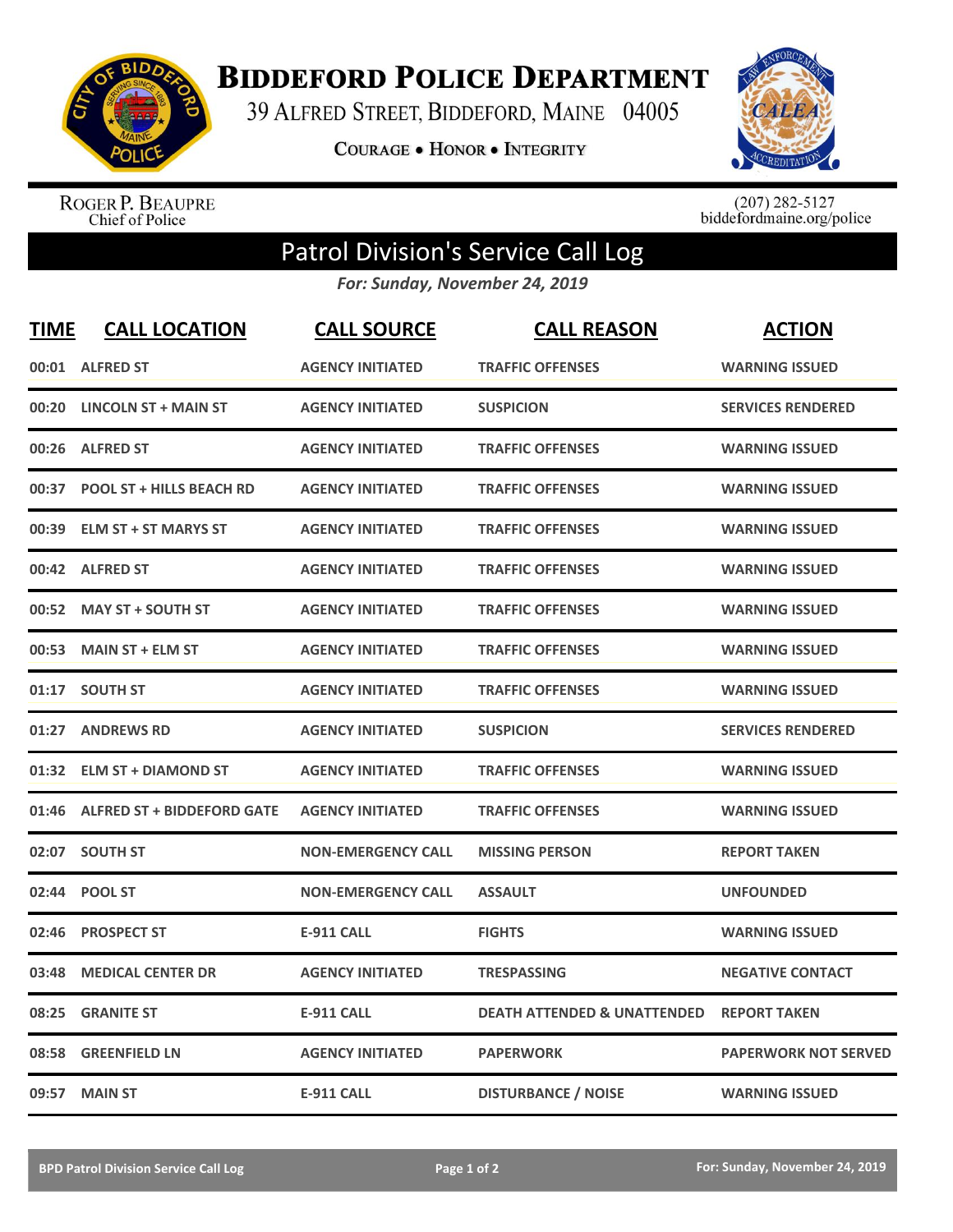# Biddeford Police Department

39 Alfred Street, Biddeford, Maine 04005

Courage • Honor • Integrity

Roger P. Beaupre
Chief of Police

(207) 282-5127
biddefordmaine.org/police

## Patrol Division's Service Call Log

*For: Sunday, November 24, 2019*

| TIME | CALL LOCATION | CALL SOURCE | CALL REASON | ACTION |
|---|---|---|---|---|
| 00:01 | ALFRED ST | AGENCY INITIATED | TRAFFIC OFFENSES | WARNING ISSUED |
| 00:20 | LINCOLN ST + MAIN ST | AGENCY INITIATED | SUSPICION | SERVICES RENDERED |
| 00:26 | ALFRED ST | AGENCY INITIATED | TRAFFIC OFFENSES | WARNING ISSUED |
| 00:37 | POOL ST + HILLS BEACH RD | AGENCY INITIATED | TRAFFIC OFFENSES | WARNING ISSUED |
| 00:39 | ELM ST + ST MARYS ST | AGENCY INITIATED | TRAFFIC OFFENSES | WARNING ISSUED |
| 00:42 | ALFRED ST | AGENCY INITIATED | TRAFFIC OFFENSES | WARNING ISSUED |
| 00:52 | MAY ST + SOUTH ST | AGENCY INITIATED | TRAFFIC OFFENSES | WARNING ISSUED |
| 00:53 | MAIN ST + ELM ST | AGENCY INITIATED | TRAFFIC OFFENSES | WARNING ISSUED |
| 01:17 | SOUTH ST | AGENCY INITIATED | TRAFFIC OFFENSES | WARNING ISSUED |
| 01:27 | ANDREWS RD | AGENCY INITIATED | SUSPICION | SERVICES RENDERED |
| 01:32 | ELM ST + DIAMOND ST | AGENCY INITIATED | TRAFFIC OFFENSES | WARNING ISSUED |
| 01:46 | ALFRED ST + BIDDEFORD GATE | AGENCY INITIATED | TRAFFIC OFFENSES | WARNING ISSUED |
| 02:07 | SOUTH ST | NON-EMERGENCY CALL | MISSING PERSON | REPORT TAKEN |
| 02:44 | POOL ST | NON-EMERGENCY CALL | ASSAULT | UNFOUNDED |
| 02:46 | PROSPECT ST | E-911 CALL | FIGHTS | WARNING ISSUED |
| 03:48 | MEDICAL CENTER DR | AGENCY INITIATED | TRESPASSING | NEGATIVE CONTACT |
| 08:25 | GRANITE ST | E-911 CALL | DEATH ATTENDED & UNATTENDED | REPORT TAKEN |
| 08:58 | GREENFIELD LN | AGENCY INITIATED | PAPERWORK | PAPERWORK NOT SERVED |
| 09:57 | MAIN ST | E-911 CALL | DISTURBANCE / NOISE | WARNING ISSUED |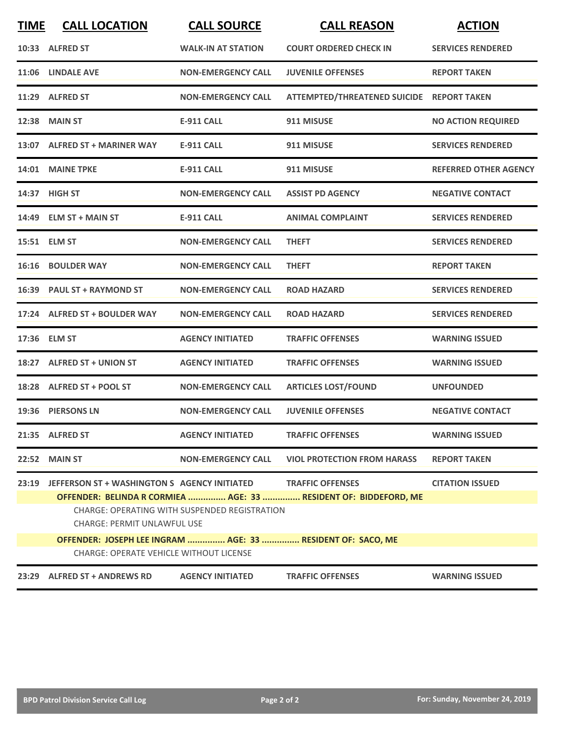| TIME | CALL LOCATION | CALL SOURCE | CALL REASON | ACTION |
|---|---|---|---|---|
| 10:33 | ALFRED ST | WALK-IN AT STATION | COURT ORDERED CHECK IN | SERVICES RENDERED |
| 11:06 | LINDALE AVE | NON-EMERGENCY CALL | JUVENILE OFFENSES | REPORT TAKEN |
| 11:29 | ALFRED ST | NON-EMERGENCY CALL | ATTEMPTED/THREATENED SUICIDE | REPORT TAKEN |
| 12:38 | MAIN ST | E-911 CALL | 911 MISUSE | NO ACTION REQUIRED |
| 13:07 | ALFRED ST + MARINER WAY | E-911 CALL | 911 MISUSE | SERVICES RENDERED |
| 14:01 | MAINE TPKE | E-911 CALL | 911 MISUSE | REFERRED OTHER AGENCY |
| 14:37 | HIGH ST | NON-EMERGENCY CALL | ASSIST PD AGENCY | NEGATIVE CONTACT |
| 14:49 | ELM ST + MAIN ST | E-911 CALL | ANIMAL COMPLAINT | SERVICES RENDERED |
| 15:51 | ELM ST | NON-EMERGENCY CALL | THEFT | SERVICES RENDERED |
| 16:16 | BOULDER WAY | NON-EMERGENCY CALL | THEFT | REPORT TAKEN |
| 16:39 | PAUL ST + RAYMOND ST | NON-EMERGENCY CALL | ROAD HAZARD | SERVICES RENDERED |
| 17:24 | ALFRED ST + BOULDER WAY | NON-EMERGENCY CALL | ROAD HAZARD | SERVICES RENDERED |
| 17:36 | ELM ST | AGENCY INITIATED | TRAFFIC OFFENSES | WARNING ISSUED |
| 18:27 | ALFRED ST + UNION ST | AGENCY INITIATED | TRAFFIC OFFENSES | WARNING ISSUED |
| 18:28 | ALFRED ST + POOL ST | NON-EMERGENCY CALL | ARTICLES LOST/FOUND | UNFOUNDED |
| 19:36 | PIERSONS LN | NON-EMERGENCY CALL | JUVENILE OFFENSES | NEGATIVE CONTACT |
| 21:35 | ALFRED ST | AGENCY INITIATED | TRAFFIC OFFENSES | WARNING ISSUED |
| 22:52 | MAIN ST | NON-EMERGENCY CALL | VIOL PROTECTION FROM HARASS | REPORT TAKEN |
| 23:19 | JEFFERSON ST + WASHINGTON S | AGENCY INITIATED | TRAFFIC OFFENSES | CITATION ISSUED |

**OFFENDER: BELINDA R CORMIEA ............... AGE: 33 ............... RESIDENT OF: BIDDEFORD, ME**

CHARGE: OPERATING WITH SUSPENDED REGISTRATION

CHARGE: PERMIT UNLAWFUL USE

**OFFENDER: JOSEPH LEE INGRAM ............... AGE: 33 ............... RESIDENT OF: SACO, ME**

CHARGE: OPERATE VEHICLE WITHOUT LICENSE

| TIME | CALL LOCATION | CALL SOURCE | CALL REASON | ACTION |
|---|---|---|---|---|
| 23:29 | ALFRED ST + ANDREWS RD | AGENCY INITIATED | TRAFFIC OFFENSES | WARNING ISSUED |